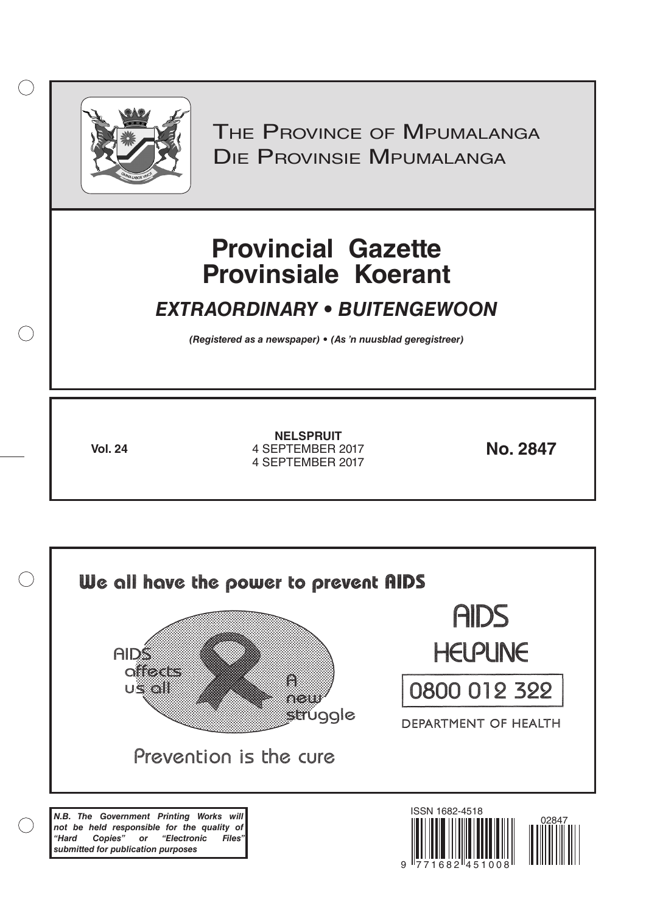THE PROVINCE OF MPUMALANGA
DIE PROVINSIE MPUMALANGA

# Provincial Gazette
# Provinsiale Koerant

## *EXTRAORDINARY • BUITENGEWOON*

***(Registered as a newspaper) • (As 'n nuusblad geregistreer)***

**Vol. 24**

**NELSPRUIT**
4 SEPTEMBER 2017
4 SEPTEMBER 2017

**No. 2847**

We all have the power to prevent AIDS

AIDS affects us all

A new struggle

Prevention is the cure

AIDS HELPLINE

0800 012 322

DEPARTMENT OF HEALTH

***N.B. The Government Printing Works will not be held responsible for the quality of "Hard Copies" or "Electronic Files" submitted for publication purposes***

ISSN 1682-4518

02847

9 771682 451008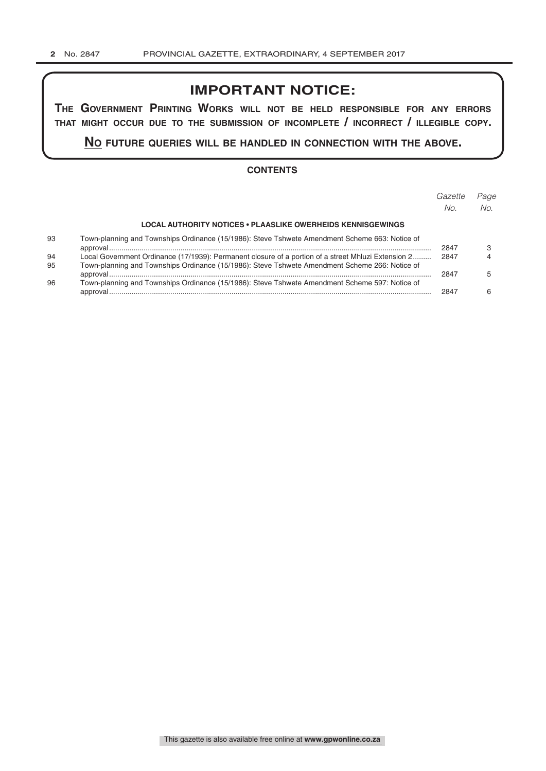## IMPORTANT NOTICE:

**THE GOVERNMENT PRINTING WORKS WILL NOT BE HELD RESPONSIBLE FOR ANY ERRORS THAT MIGHT OCCUR DUE TO THE SUBMISSION OF INCOMPLETE / INCORRECT / ILLEGIBLE COPY.**

**NO FUTURE QUERIES WILL BE HANDLED IN CONNECTION WITH THE ABOVE.**

### CONTENTS

| | | *Gazette No.* | *Page No.* |
|---|---|---|---|
| | **LOCAL AUTHORITY NOTICES • PLAASLIKE OWERHEIDS KENNISGEWINGS** | | |
| 93 | Town-planning and Townships Ordinance (15/1986): Steve Tshwete Amendment Scheme 663: Notice of approval | 2847 | 3 |
| 94 | Local Government Ordinance (17/1939): Permanent closure of a portion of a street Mhluzi Extension 2 | 2847 | 4 |
| 95 | Town-planning and Townships Ordinance (15/1986): Steve Tshwete Amendment Scheme 266: Notice of approval | 2847 | 5 |
| 96 | Town-planning and Townships Ordinance (15/1986): Steve Tshwete Amendment Scheme 597: Notice of approval | 2847 | 6 |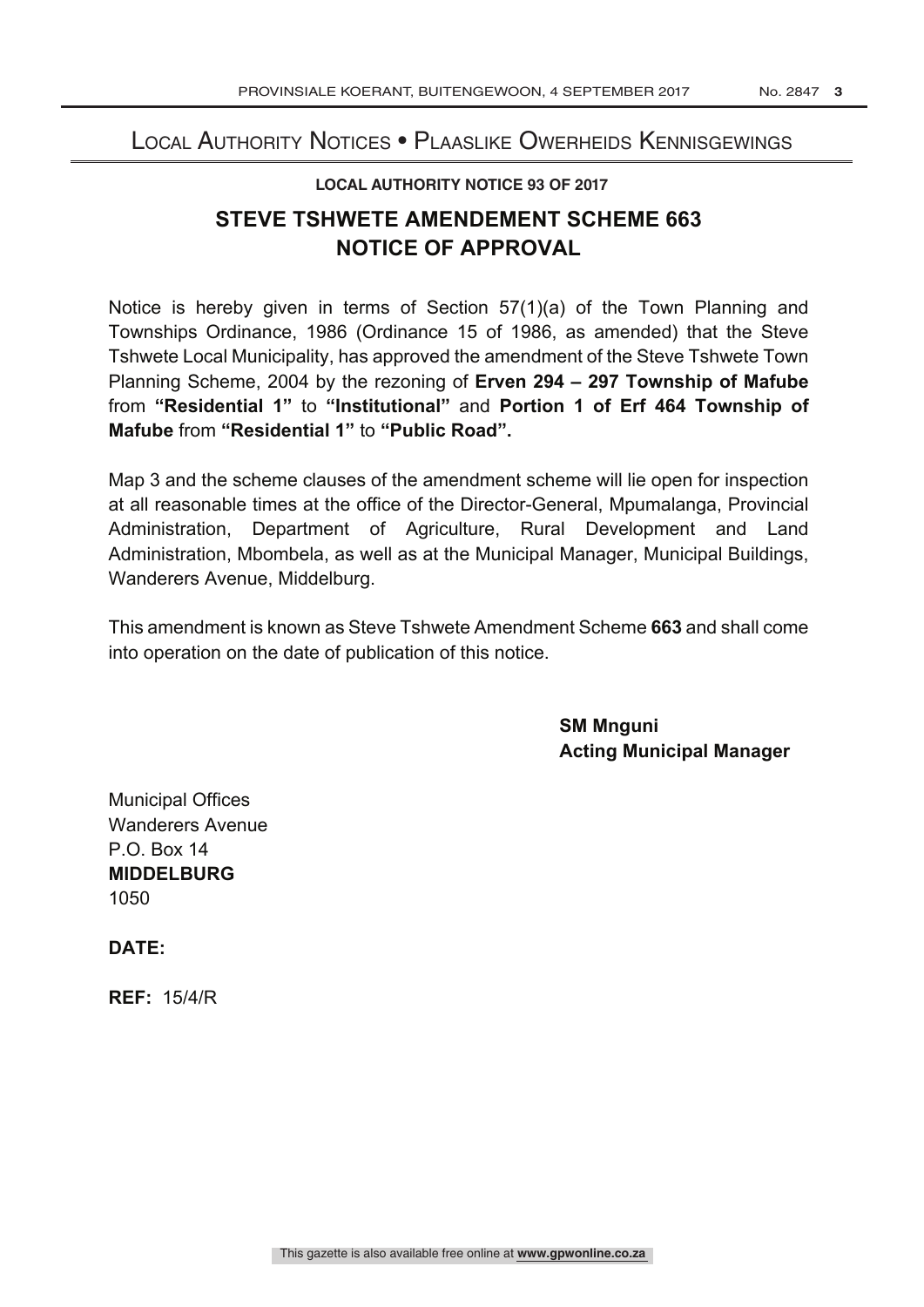# Local Authority Notices • Plaaslike Owerheids Kennisgewings

**LOCAL AUTHORITY NOTICE 93 OF 2017**

## STEVE TSHWETE AMENDEMENT SCHEME 663
## NOTICE OF APPROVAL

Notice is hereby given in terms of Section 57(1)(a) of the Town Planning and Townships Ordinance, 1986 (Ordinance 15 of 1986, as amended) that the Steve Tshwete Local Municipality, has approved the amendment of the Steve Tshwete Town Planning Scheme, 2004 by the rezoning of **Erven 294 – 297 Township of Mafube** from **"Residential 1"** to **"Institutional"** and **Portion 1 of Erf 464 Township of Mafube** from **"Residential 1"** to **"Public Road".**

Map 3 and the scheme clauses of the amendment scheme will lie open for inspection at all reasonable times at the office of the Director-General, Mpumalanga, Provincial Administration, Department of Agriculture, Rural Development and Land Administration, Mbombela, as well as at the Municipal Manager, Municipal Buildings, Wanderers Avenue, Middelburg.

This amendment is known as Steve Tshwete Amendment Scheme **663** and shall come into operation on the date of publication of this notice.

**SM Mnguni**
**Acting Municipal Manager**

Municipal Offices
Wanderers Avenue
P.O. Box 14
**MIDDELBURG**
1050

**DATE:**

**REF:** 15/4/R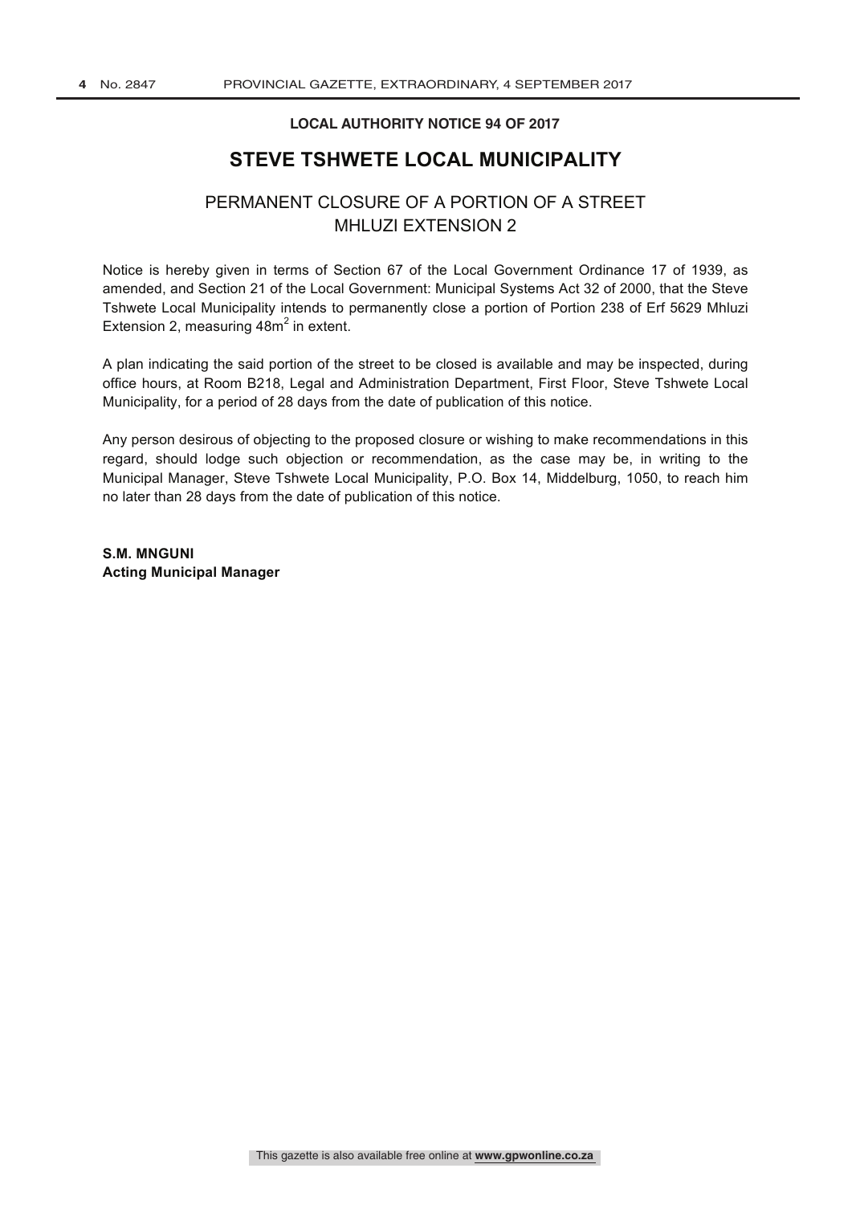**LOCAL AUTHORITY NOTICE 94 OF 2017**

# STEVE TSHWETE LOCAL MUNICIPALITY

## PERMANENT CLOSURE OF A PORTION OF A STREET MHLUZI EXTENSION 2

Notice is hereby given in terms of Section 67 of the Local Government Ordinance 17 of 1939, as amended, and Section 21 of the Local Government: Municipal Systems Act 32 of 2000, that the Steve Tshwete Local Municipality intends to permanently close a portion of Portion 238 of Erf 5629 Mhluzi Extension 2, measuring $48m^2$ in extent.

A plan indicating the said portion of the street to be closed is available and may be inspected, during office hours, at Room B218, Legal and Administration Department, First Floor, Steve Tshwete Local Municipality, for a period of 28 days from the date of publication of this notice.

Any person desirous of objecting to the proposed closure or wishing to make recommendations in this regard, should lodge such objection or recommendation, as the case may be, in writing to the Municipal Manager, Steve Tshwete Local Municipality, P.O. Box 14, Middelburg, 1050, to reach him no later than 28 days from the date of publication of this notice.

**S.M. MNGUNI**
**Acting Municipal Manager**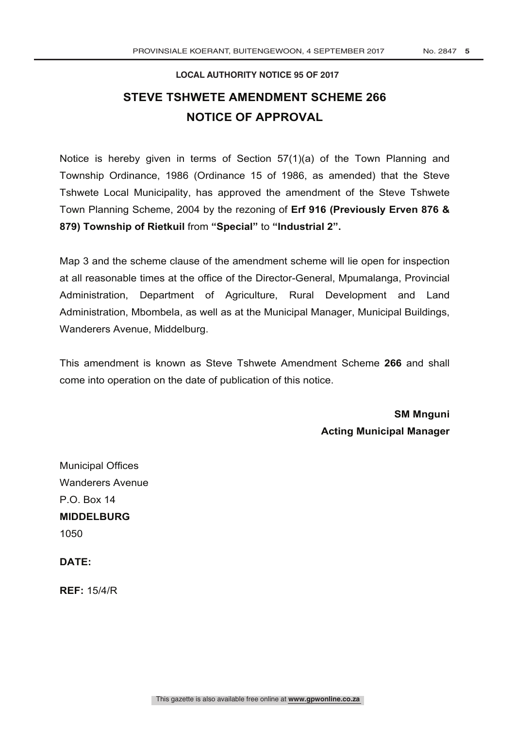**LOCAL AUTHORITY NOTICE 95 OF 2017**

# STEVE TSHWETE AMENDMENT SCHEME 266

## NOTICE OF APPROVAL

Notice is hereby given in terms of Section 57(1)(a) of the Town Planning and Township Ordinance, 1986 (Ordinance 15 of 1986, as amended) that the Steve Tshwete Local Municipality, has approved the amendment of the Steve Tshwete Town Planning Scheme, 2004 by the rezoning of **Erf 916 (Previously Erven 876 & 879) Township of Rietkuil** from **"Special"** to **"Industrial 2".**

Map 3 and the scheme clause of the amendment scheme will lie open for inspection at all reasonable times at the office of the Director-General, Mpumalanga, Provincial Administration, Department of Agriculture, Rural Development and Land Administration, Mbombela, as well as at the Municipal Manager, Municipal Buildings, Wanderers Avenue, Middelburg.

This amendment is known as Steve Tshwete Amendment Scheme **266** and shall come into operation on the date of publication of this notice.

**SM Mnguni**
**Acting Municipal Manager**

Municipal Offices
Wanderers Avenue
P.O. Box 14
**MIDDELBURG**
1050

**DATE:**

**REF:** 15/4/R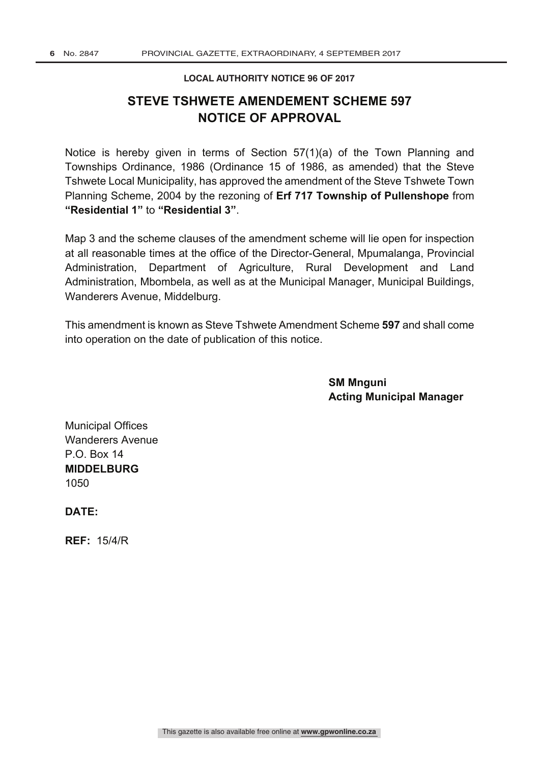**LOCAL AUTHORITY NOTICE 96 OF 2017**

## STEVE TSHWETE AMENDEMENT SCHEME 597
## NOTICE OF APPROVAL

Notice is hereby given in terms of Section 57(1)(a) of the Town Planning and Townships Ordinance, 1986 (Ordinance 15 of 1986, as amended) that the Steve Tshwete Local Municipality, has approved the amendment of the Steve Tshwete Town Planning Scheme, 2004 by the rezoning of **Erf 717 Township of Pullenshope** from **"Residential 1"** to **"Residential 3"**.

Map 3 and the scheme clauses of the amendment scheme will lie open for inspection at all reasonable times at the office of the Director-General, Mpumalanga, Provincial Administration, Department of Agriculture, Rural Development and Land Administration, Mbombela, as well as at the Municipal Manager, Municipal Buildings, Wanderers Avenue, Middelburg.

This amendment is known as Steve Tshwete Amendment Scheme **597** and shall come into operation on the date of publication of this notice.

**SM Mnguni**
**Acting Municipal Manager**

Municipal Offices
Wanderers Avenue
P.O. Box 14
**MIDDELBURG**
1050

**DATE:**

**REF:** 15/4/R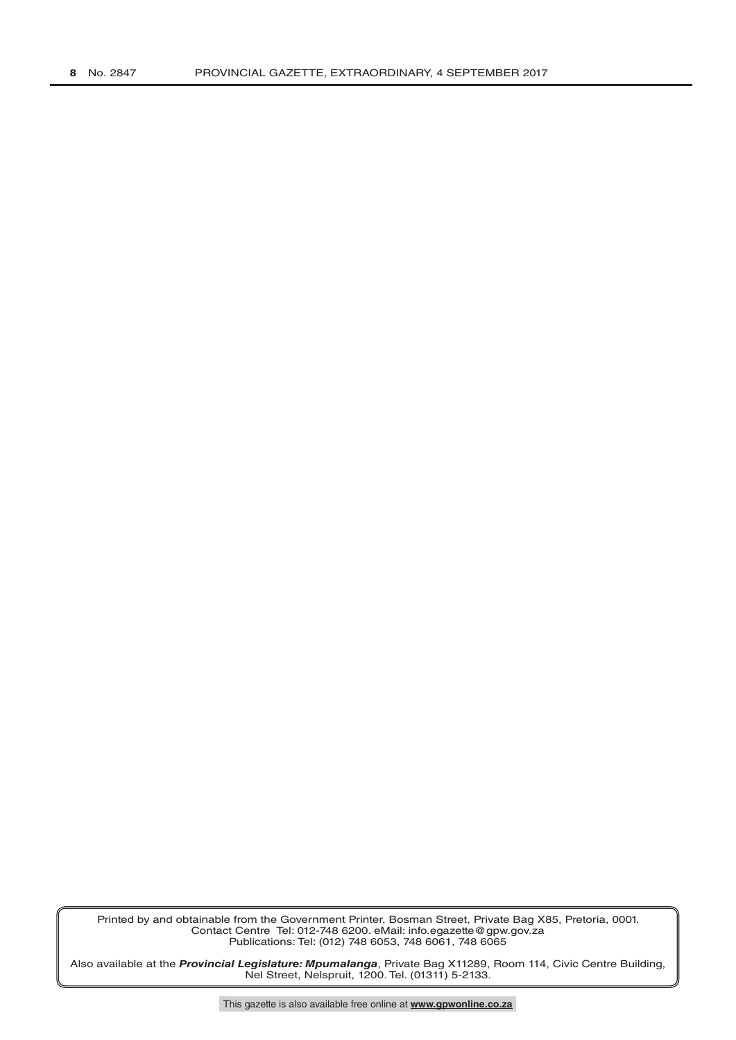Printed by and obtainable from the Government Printer, Bosman Street, Private Bag X85, Pretoria, 0001.
Contact Centre Tel: 012-748 6200. eMail: info.egazette@gpw.gov.za
Publications: Tel: (012) 748 6053, 748 6061, 748 6065

Also available at the ***Provincial Legislature: Mpumalanga***, Private Bag X11289, Room 114, Civic Centre Building, Nel Street, Nelspruit, 1200. Tel. (01311) 5-2133.

This gazette is also available free online at **www.gpwonline.co.za**